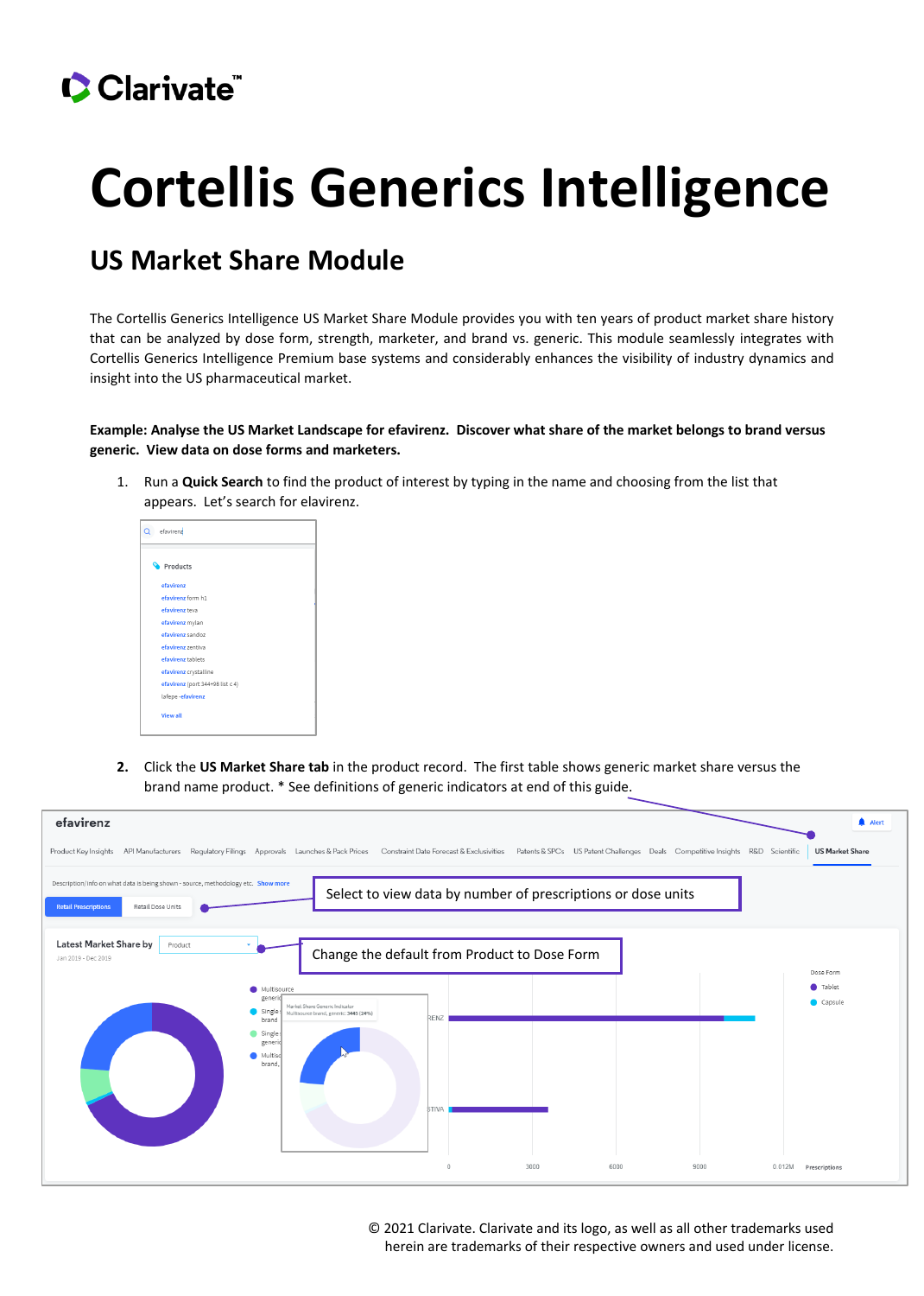Clarivate™

# Cortellis Generics Intelligence

## US Market Share Module

The Cortellis Generics Intelligence US Market Share Module provides you with ten years of product market share history that can be analyzed by dose form, strength, marketer, and brand vs. generic. This module seamlessly integrates with Cortellis Generics Intelligence Premium base systems and considerably enhances the visibility of industry dynamics and insight into the US pharmaceutical market.

**Example: Analyse the US Market Landscape for efavirenz. Discover what share of the market belongs to brand versus generic. View data on dose forms and marketers.**

1. Run a **Quick Search** to find the product of interest by typing in the name and choosing from the list that appears. Let's search for elavirenz.

2. Click the **US Market Share tab** in the product record. The first table shows generic market share versus the brand name product. * See definitions of generic indicators at end of this guide.

Select to view data by number of prescriptions or dose units

Change the default from Product to Dose Form

© 2021 Clarivate. Clarivate and its logo, as well as all other trademarks used herein are trademarks of their respective owners and used under license.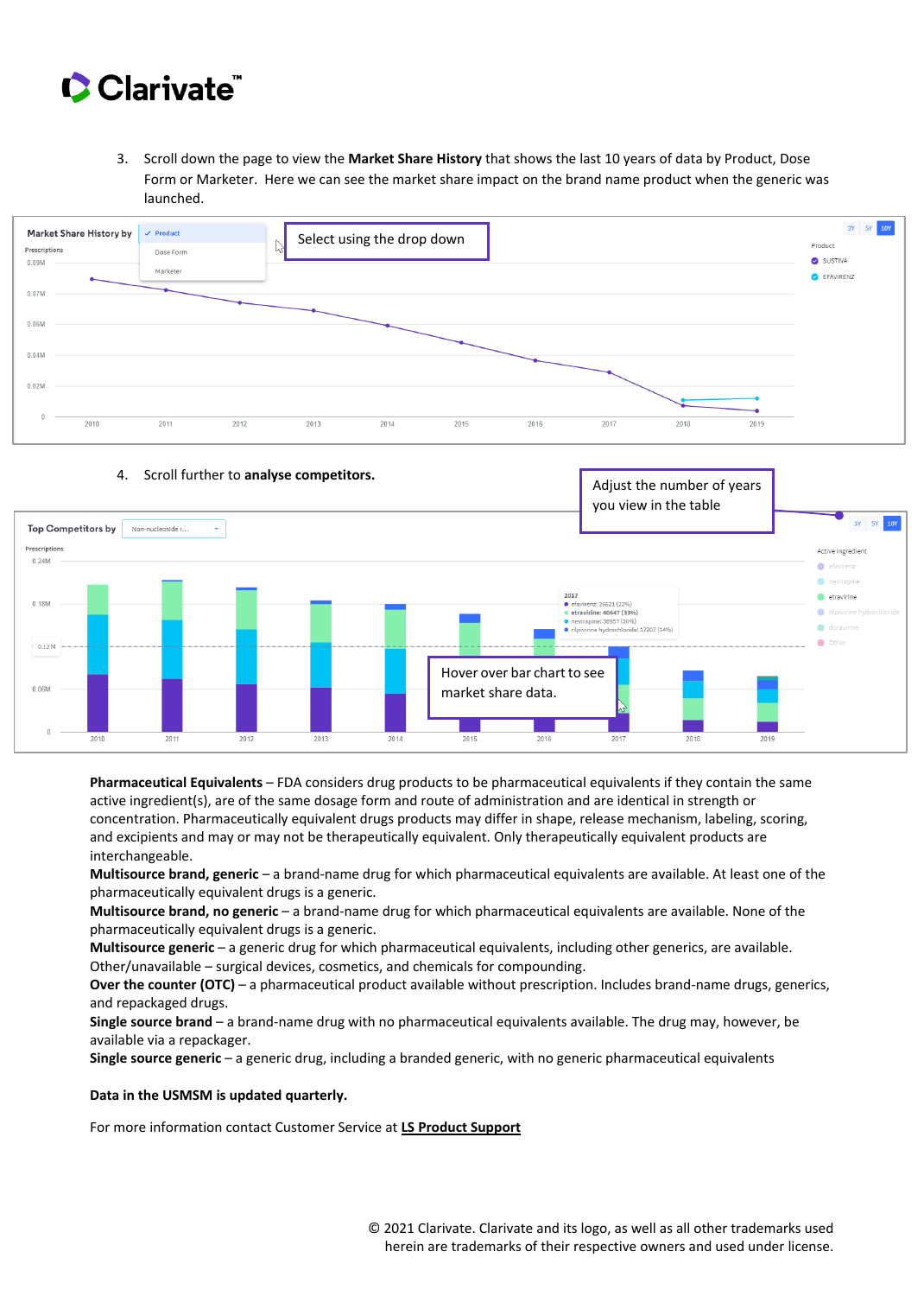3. Scroll down the page to view the **Market Share History** that shows the last 10 years of data by Product, Dose Form or Marketer. Here we can see the market share impact on the brand name product when the generic was launched.

Market Share History by
Product
Dose Form
Marketer
Select using the drop down
Prescriptions
0.09M
0.07M
0.06M
0.04M
0.02M
0
2010 2011 2012 2013 2014 2015 2016 2017 2018 2019
3Y 5Y 10Y
Product
SUSTIVA
EFAVIRENZ

4. Scroll further to **analyse competitors.**

Adjust the number of years you view in the table

Top Competitors by
Non-nucleoside r...
Prescriptions
0.24M
0.18M
0.12M
0.06M
0
2010 2011 2012 2013 2014 2015 2016 2017 2018 2019
2017
efavirenz: 26621 (22%)
etravirine: 40647 (33%)
nevirapine: 36957 (30%)
rilpivirine hydrochloride: 17207 (14%)
Hover over bar chart to see market share data.
3Y 5Y 10Y
Active ingredient
efavirenz
nevirapine
etravirine
rilpivirine hydrochloride
doravirine
Other

**Pharmaceutical Equivalents** – FDA considers drug products to be pharmaceutical equivalents if they contain the same active ingredient(s), are of the same dosage form and route of administration and are identical in strength or concentration. Pharmaceutically equivalent drugs products may differ in shape, release mechanism, labeling, scoring, and excipients and may or may not be therapeutically equivalent. Only therapeutically equivalent products are interchangeable.
**Multisource brand, generic** – a brand-name drug for which pharmaceutical equivalents are available. At least one of the pharmaceutically equivalent drugs is a generic.
**Multisource brand, no generic** – a brand-name drug for which pharmaceutical equivalents are available. None of the pharmaceutically equivalent drugs is a generic.
**Multisource generic** – a generic drug for which pharmaceutical equivalents, including other generics, are available.
Other/unavailable – surgical devices, cosmetics, and chemicals for compounding.
**Over the counter (OTC)** – a pharmaceutical product available without prescription. Includes brand-name drugs, generics, and repackaged drugs.
**Single source brand** – a brand-name drug with no pharmaceutical equivalents available. The drug may, however, be available via a repackager.
**Single source generic** – a generic drug, including a branded generic, with no generic pharmaceutical equivalents

**Data in the USMSM is updated quarterly.**

For more information contact Customer Service at **LS Product Support**

© 2021 Clarivate. Clarivate and its logo, as well as all other trademarks used herein are trademarks of their respective owners and used under license.